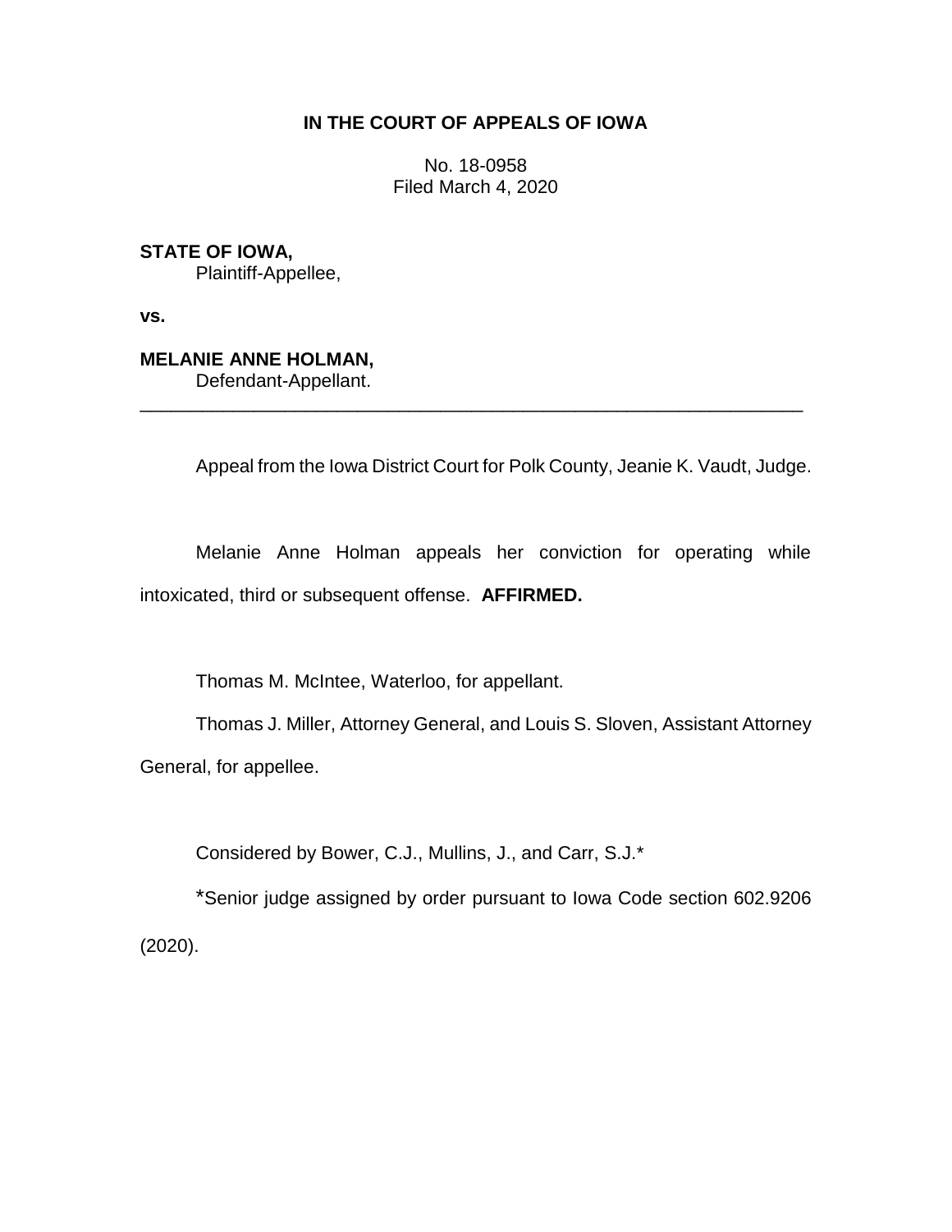**IN THE COURT OF APPEALS OF IOWA**

No. 18-0958
Filed March 4, 2020

**STATE OF IOWA,**
Plaintiff-Appellee,

**vs.**

**MELANIE ANNE HOLMAN,**
Defendant-Appellant.

---

Appeal from the Iowa District Court for Polk County, Jeanie K. Vaudt, Judge.

Melanie Anne Holman appeals her conviction for operating while intoxicated, third or subsequent offense. **AFFIRMED.**

Thomas M. McIntee, Waterloo, for appellant.

Thomas J. Miller, Attorney General, and Louis S. Sloven, Assistant Attorney General, for appellee.

Considered by Bower, C.J., Mullins, J., and Carr, S.J.*

*Senior judge assigned by order pursuant to Iowa Code section 602.9206 (2020).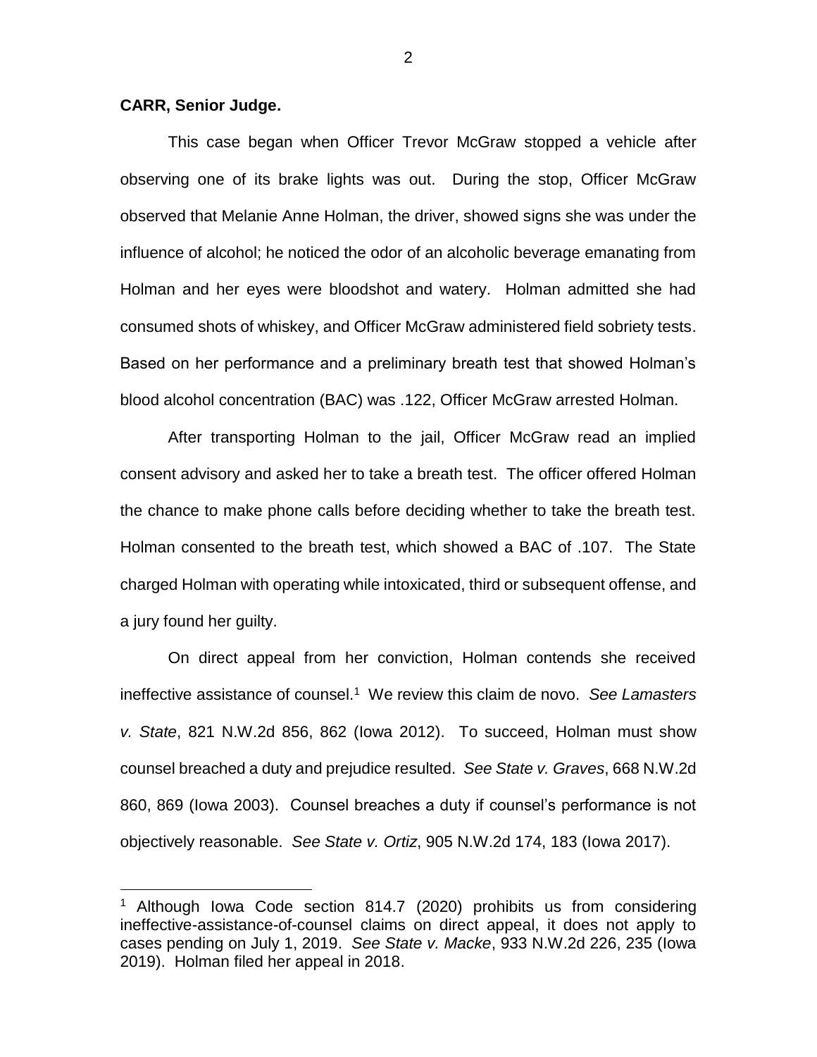**CARR, Senior Judge.**

This case began when Officer Trevor McGraw stopped a vehicle after observing one of its brake lights was out. During the stop, Officer McGraw observed that Melanie Anne Holman, the driver, showed signs she was under the influence of alcohol; he noticed the odor of an alcoholic beverage emanating from Holman and her eyes were bloodshot and watery. Holman admitted she had consumed shots of whiskey, and Officer McGraw administered field sobriety tests. Based on her performance and a preliminary breath test that showed Holman's blood alcohol concentration (BAC) was .122, Officer McGraw arrested Holman.

After transporting Holman to the jail, Officer McGraw read an implied consent advisory and asked her to take a breath test. The officer offered Holman the chance to make phone calls before deciding whether to take the breath test. Holman consented to the breath test, which showed a BAC of .107. The State charged Holman with operating while intoxicated, third or subsequent offense, and a jury found her guilty.

On direct appeal from her conviction, Holman contends she received ineffective assistance of counsel.[1] We review this claim de novo. *See Lamasters v. State*, 821 N.W.2d 856, 862 (Iowa 2012). To succeed, Holman must show counsel breached a duty and prejudice resulted. *See State v. Graves*, 668 N.W.2d 860, 869 (Iowa 2003). Counsel breaches a duty if counsel's performance is not objectively reasonable. *See State v. Ortiz*, 905 N.W.2d 174, 183 (Iowa 2017).

---

[1] Although Iowa Code section 814.7 (2020) prohibits us from considering ineffective-assistance-of-counsel claims on direct appeal, it does not apply to cases pending on July 1, 2019. *See State v. Macke*, 933 N.W.2d 226, 235 (Iowa 2019). Holman filed her appeal in 2018.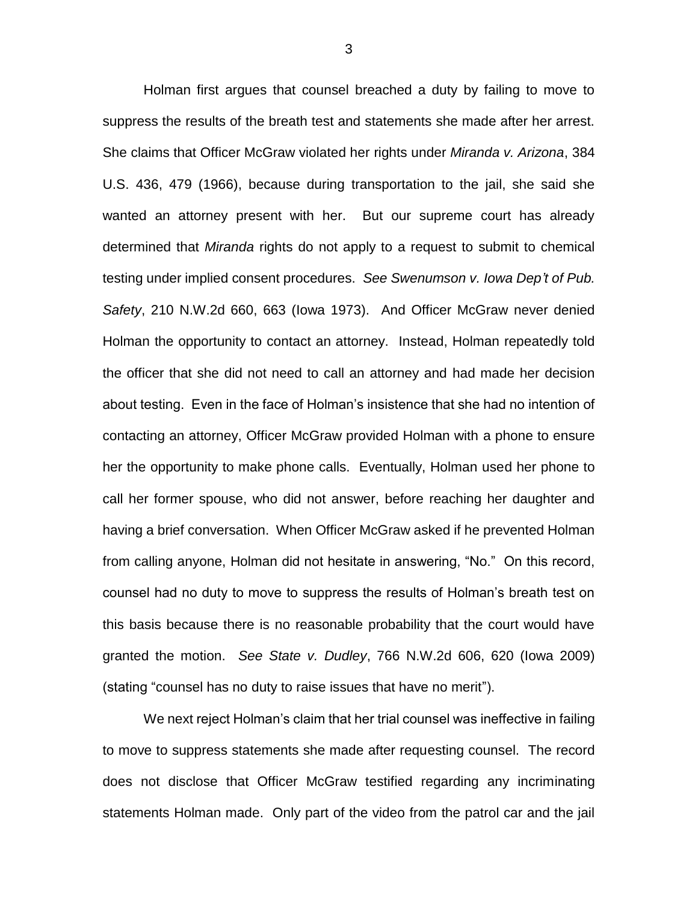Holman first argues that counsel breached a duty by failing to move to suppress the results of the breath test and statements she made after her arrest. She claims that Officer McGraw violated her rights under *Miranda v. Arizona*, 384 U.S. 436, 479 (1966), because during transportation to the jail, she said she wanted an attorney present with her. But our supreme court has already determined that *Miranda* rights do not apply to a request to submit to chemical testing under implied consent procedures. *See Swenumson v. Iowa Dep't of Pub. Safety*, 210 N.W.2d 660, 663 (Iowa 1973). And Officer McGraw never denied Holman the opportunity to contact an attorney. Instead, Holman repeatedly told the officer that she did not need to call an attorney and had made her decision about testing. Even in the face of Holman's insistence that she had no intention of contacting an attorney, Officer McGraw provided Holman with a phone to ensure her the opportunity to make phone calls. Eventually, Holman used her phone to call her former spouse, who did not answer, before reaching her daughter and having a brief conversation. When Officer McGraw asked if he prevented Holman from calling anyone, Holman did not hesitate in answering, "No." On this record, counsel had no duty to move to suppress the results of Holman's breath test on this basis because there is no reasonable probability that the court would have granted the motion. *See State v. Dudley*, 766 N.W.2d 606, 620 (Iowa 2009) (stating "counsel has no duty to raise issues that have no merit").

We next reject Holman's claim that her trial counsel was ineffective in failing to move to suppress statements she made after requesting counsel. The record does not disclose that Officer McGraw testified regarding any incriminating statements Holman made. Only part of the video from the patrol car and the jail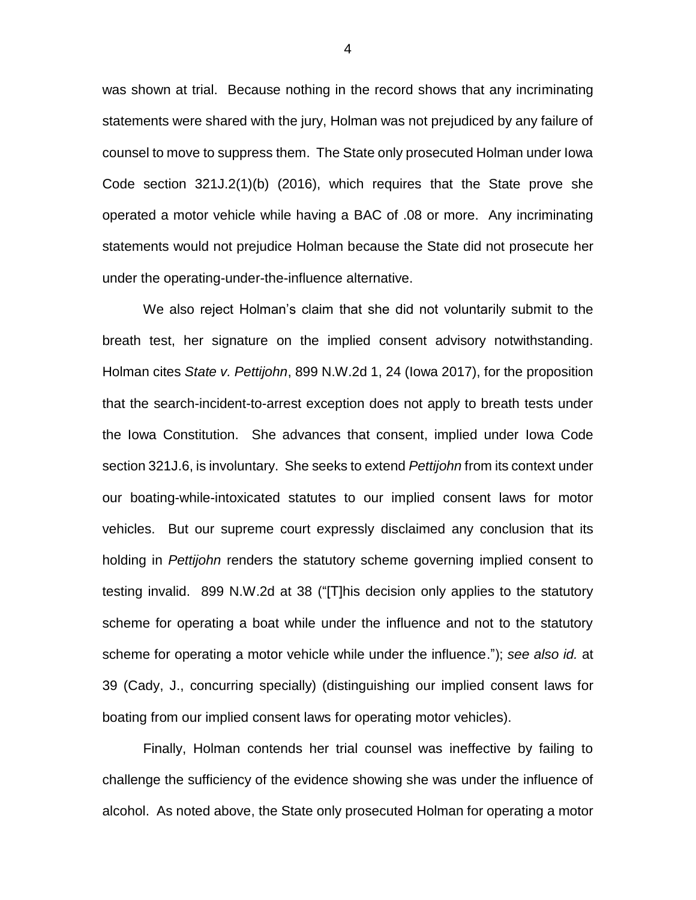was shown at trial. Because nothing in the record shows that any incriminating statements were shared with the jury, Holman was not prejudiced by any failure of counsel to move to suppress them. The State only prosecuted Holman under Iowa Code section 321J.2(1)(b) (2016), which requires that the State prove she operated a motor vehicle while having a BAC of .08 or more. Any incriminating statements would not prejudice Holman because the State did not prosecute her under the operating-under-the-influence alternative.

We also reject Holman's claim that she did not voluntarily submit to the breath test, her signature on the implied consent advisory notwithstanding. Holman cites *State v. Pettijohn*, 899 N.W.2d 1, 24 (Iowa 2017), for the proposition that the search-incident-to-arrest exception does not apply to breath tests under the Iowa Constitution. She advances that consent, implied under Iowa Code section 321J.6, is involuntary. She seeks to extend *Pettijohn* from its context under our boating-while-intoxicated statutes to our implied consent laws for motor vehicles. But our supreme court expressly disclaimed any conclusion that its holding in *Pettijohn* renders the statutory scheme governing implied consent to testing invalid. 899 N.W.2d at 38 ("[T]his decision only applies to the statutory scheme for operating a boat while under the influence and not to the statutory scheme for operating a motor vehicle while under the influence."); *see also id.* at 39 (Cady, J., concurring specially) (distinguishing our implied consent laws for boating from our implied consent laws for operating motor vehicles).

Finally, Holman contends her trial counsel was ineffective by failing to challenge the sufficiency of the evidence showing she was under the influence of alcohol. As noted above, the State only prosecuted Holman for operating a motor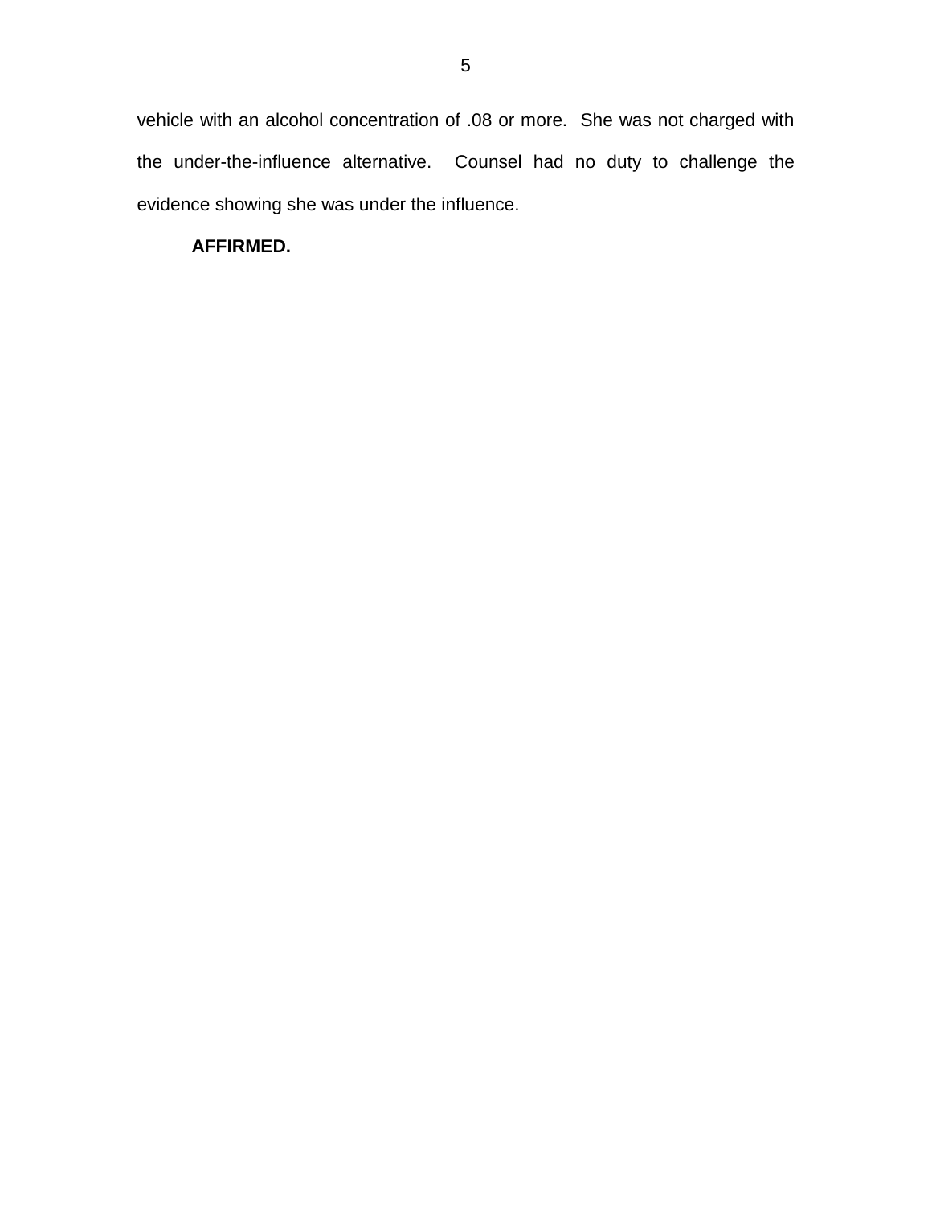vehicle with an alcohol concentration of .08 or more. She was not charged with the under-the-influence alternative. Counsel had no duty to challenge the evidence showing she was under the influence.

**AFFIRMED.**